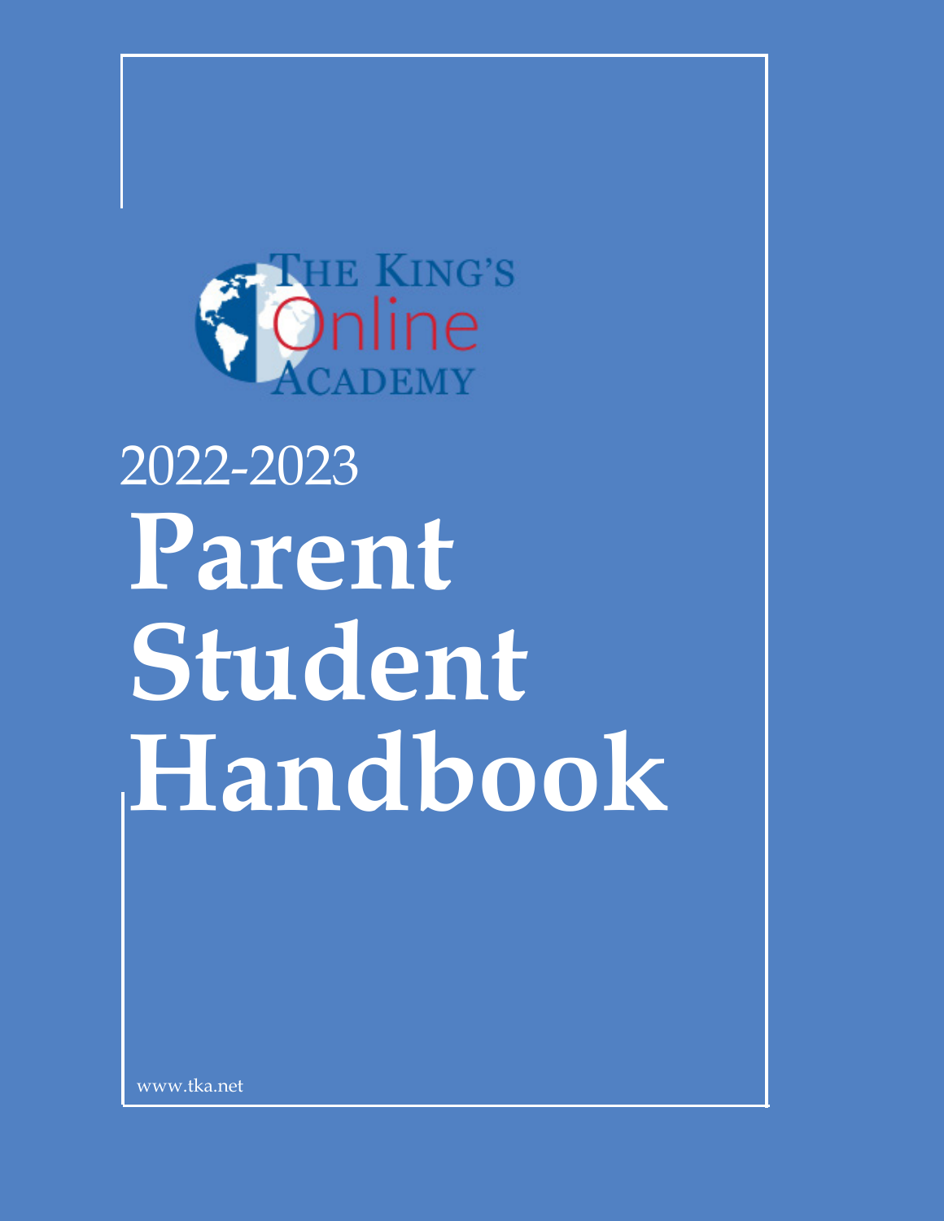THE KING'S Online ACADEMY

2022-2023

# Parent Student Handbook

www.tka.net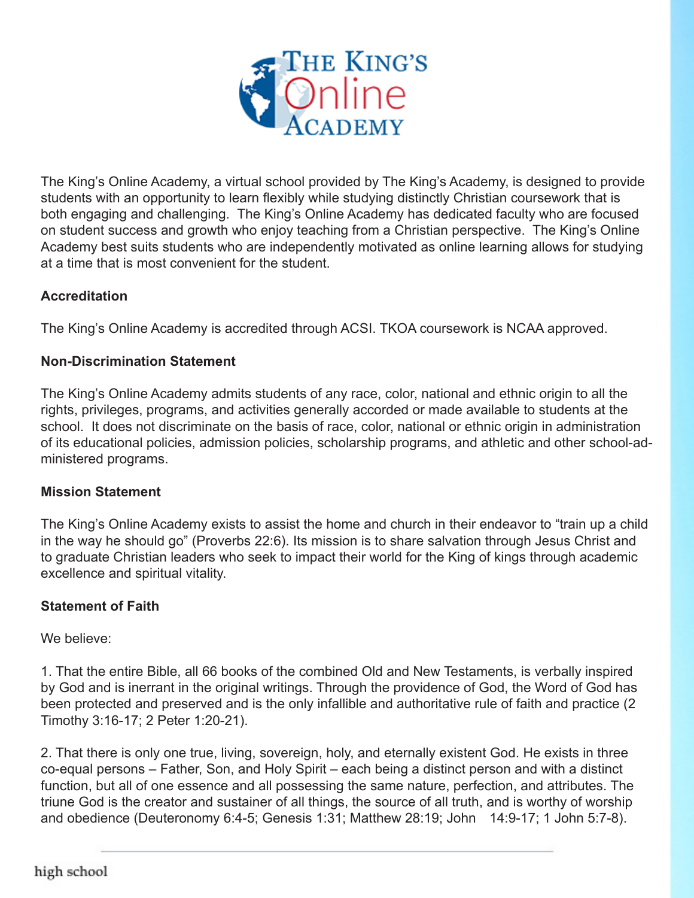The King's Online Academy, a virtual school provided by The King's Academy, is designed to provide students with an opportunity to learn flexibly while studying distinctly Christian coursework that is both engaging and challenging. The King's Online Academy has dedicated faculty who are focused on student success and growth who enjoy teaching from a Christian perspective. The King's Online Academy best suits students who are independently motivated as online learning allows for studying at a time that is most convenient for the student.

**Accreditation**

The King's Online Academy is accredited through ACSI. TKOA coursework is NCAA approved.

**Non-Discrimination Statement**

The King's Online Academy admits students of any race, color, national and ethnic origin to all the rights, privileges, programs, and activities generally accorded or made available to students at the school. It does not discriminate on the basis of race, color, national or ethnic origin in administration of its educational policies, admission policies, scholarship programs, and athletic and other school-administered programs.

**Mission Statement**

The King's Online Academy exists to assist the home and church in their endeavor to "train up a child in the way he should go" (Proverbs 22:6). Its mission is to share salvation through Jesus Christ and to graduate Christian leaders who seek to impact their world for the King of kings through academic excellence and spiritual vitality.

**Statement of Faith**

We believe:

1. That the entire Bible, all 66 books of the combined Old and New Testaments, is verbally inspired by God and is inerrant in the original writings. Through the providence of God, the Word of God has been protected and preserved and is the only infallible and authoritative rule of faith and practice (2 Timothy 3:16-17; 2 Peter 1:20-21).

2. That there is only one true, living, sovereign, holy, and eternally existent God. He exists in three co-equal persons – Father, Son, and Holy Spirit – each being a distinct person and with a distinct function, but all of one essence and all possessing the same nature, perfection, and attributes. The triune God is the creator and sustainer of all things, the source of all truth, and is worthy of worship and obedience (Deuteronomy 6:4-5; Genesis 1:31; Matthew 28:19; John 14:9-17; 1 John 5:7-8).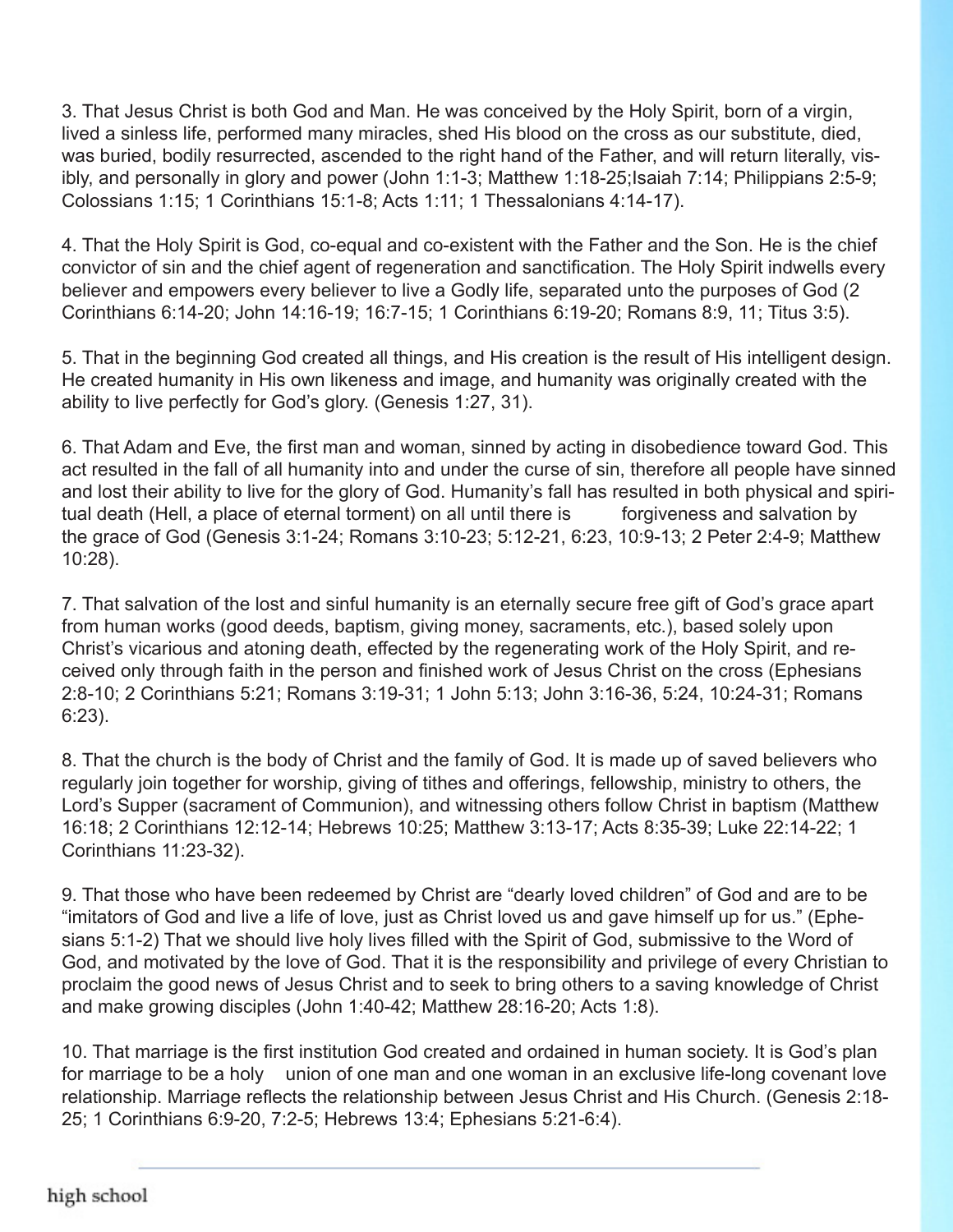3. That Jesus Christ is both God and Man. He was conceived by the Holy Spirit, born of a virgin, lived a sinless life, performed many miracles, shed His blood on the cross as our substitute, died, was buried, bodily resurrected, ascended to the right hand of the Father, and will return literally, visibly, and personally in glory and power (John 1:1-3; Matthew 1:18-25;Isaiah 7:14; Philippians 2:5-9; Colossians 1:15; 1 Corinthians 15:1-8; Acts 1:11; 1 Thessalonians 4:14-17).

4. That the Holy Spirit is God, co-equal and co-existent with the Father and the Son. He is the chief convictor of sin and the chief agent of regeneration and sanctification. The Holy Spirit indwells every believer and empowers every believer to live a Godly life, separated unto the purposes of God (2 Corinthians 6:14-20; John 14:16-19; 16:7-15; 1 Corinthians 6:19-20; Romans 8:9, 11; Titus 3:5).

5. That in the beginning God created all things, and His creation is the result of His intelligent design. He created humanity in His own likeness and image, and humanity was originally created with the ability to live perfectly for God's glory. (Genesis 1:27, 31).

6. That Adam and Eve, the first man and woman, sinned by acting in disobedience toward God. This act resulted in the fall of all humanity into and under the curse of sin, therefore all people have sinned and lost their ability to live for the glory of God. Humanity's fall has resulted in both physical and spiritual death (Hell, a place of eternal torment) on all until there is forgiveness and salvation by the grace of God (Genesis 3:1-24; Romans 3:10-23; 5:12-21, 6:23, 10:9-13; 2 Peter 2:4-9; Matthew 10:28).

7. That salvation of the lost and sinful humanity is an eternally secure free gift of God's grace apart from human works (good deeds, baptism, giving money, sacraments, etc.), based solely upon Christ's vicarious and atoning death, effected by the regenerating work of the Holy Spirit, and received only through faith in the person and finished work of Jesus Christ on the cross (Ephesians 2:8-10; 2 Corinthians 5:21; Romans 3:19-31; 1 John 5:13; John 3:16-36, 5:24, 10:24-31; Romans 6:23).

8. That the church is the body of Christ and the family of God. It is made up of saved believers who regularly join together for worship, giving of tithes and offerings, fellowship, ministry to others, the Lord's Supper (sacrament of Communion), and witnessing others follow Christ in baptism (Matthew 16:18; 2 Corinthians 12:12-14; Hebrews 10:25; Matthew 3:13-17; Acts 8:35-39; Luke 22:14-22; 1 Corinthians 11:23-32).

9. That those who have been redeemed by Christ are "dearly loved children" of God and are to be "imitators of God and live a life of love, just as Christ loved us and gave himself up for us." (Ephesians 5:1-2) That we should live holy lives filled with the Spirit of God, submissive to the Word of God, and motivated by the love of God. That it is the responsibility and privilege of every Christian to proclaim the good news of Jesus Christ and to seek to bring others to a saving knowledge of Christ and make growing disciples (John 1:40-42; Matthew 28:16-20; Acts 1:8).

10. That marriage is the first institution God created and ordained in human society. It is God's plan for marriage to be a holy union of one man and one woman in an exclusive life-long covenant love relationship. Marriage reflects the relationship between Jesus Christ and His Church. (Genesis 2:18-25; 1 Corinthians 6:9-20, 7:2-5; Hebrews 13:4; Ephesians 5:21-6:4).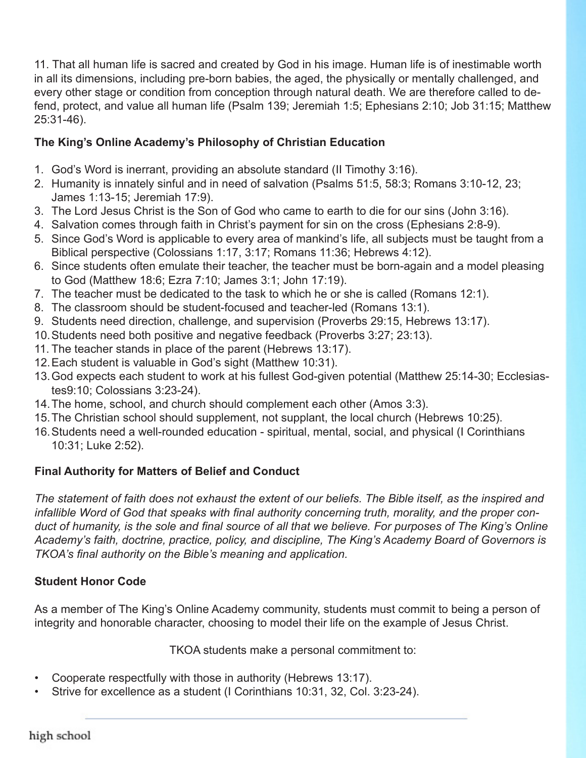11. That all human life is sacred and created by God in his image. Human life is of inestimable worth in all its dimensions, including pre-born babies, the aged, the physically or mentally challenged, and every other stage or condition from conception through natural death. We are therefore called to defend, protect, and value all human life (Psalm 139; Jeremiah 1:5; Ephesians 2:10; Job 31:15; Matthew 25:31-46).

### The King's Online Academy's Philosophy of Christian Education

1. God's Word is inerrant, providing an absolute standard (II Timothy 3:16).
2. Humanity is innately sinful and in need of salvation (Psalms 51:5, 58:3; Romans 3:10-12, 23; James 1:13-15; Jeremiah 17:9).
3. The Lord Jesus Christ is the Son of God who came to earth to die for our sins (John 3:16).
4. Salvation comes through faith in Christ's payment for sin on the cross (Ephesians 2:8-9).
5. Since God's Word is applicable to every area of mankind's life, all subjects must be taught from a Biblical perspective (Colossians 1:17, 3:17; Romans 11:36; Hebrews 4:12).
6. Since students often emulate their teacher, the teacher must be born-again and a model pleasing to God (Matthew 18:6; Ezra 7:10; James 3:1; John 17:19).
7. The teacher must be dedicated to the task to which he or she is called (Romans 12:1).
8. The classroom should be student-focused and teacher-led (Romans 13:1).
9. Students need direction, challenge, and supervision (Proverbs 29:15, Hebrews 13:17).
10. Students need both positive and negative feedback (Proverbs 3:27; 23:13).
11. The teacher stands in place of the parent (Hebrews 13:17).
12. Each student is valuable in God's sight (Matthew 10:31).
13. God expects each student to work at his fullest God-given potential (Matthew 25:14-30; Ecclesiastes9:10; Colossians 3:23-24).
14. The home, school, and church should complement each other (Amos 3:3).
15. The Christian school should supplement, not supplant, the local church (Hebrews 10:25).
16. Students need a well-rounded education - spiritual, mental, social, and physical (I Corinthians 10:31; Luke 2:52).

### Final Authority for Matters of Belief and Conduct

*The statement of faith does not exhaust the extent of our beliefs. The Bible itself, as the inspired and infallible Word of God that speaks with final authority concerning truth, morality, and the proper conduct of humanity, is the sole and final source of all that we believe. For purposes of The King's Online Academy's faith, doctrine, practice, policy, and discipline, The King's Academy Board of Governors is TKOA's final authority on the Bible's meaning and application.*

### Student Honor Code

As a member of The King's Online Academy community, students must commit to being a person of integrity and honorable character, choosing to model their life on the example of Jesus Christ.

TKOA students make a personal commitment to:

- Cooperate respectfully with those in authority (Hebrews 13:17).
- Strive for excellence as a student (I Corinthians 10:31, 32, Col. 3:23-24).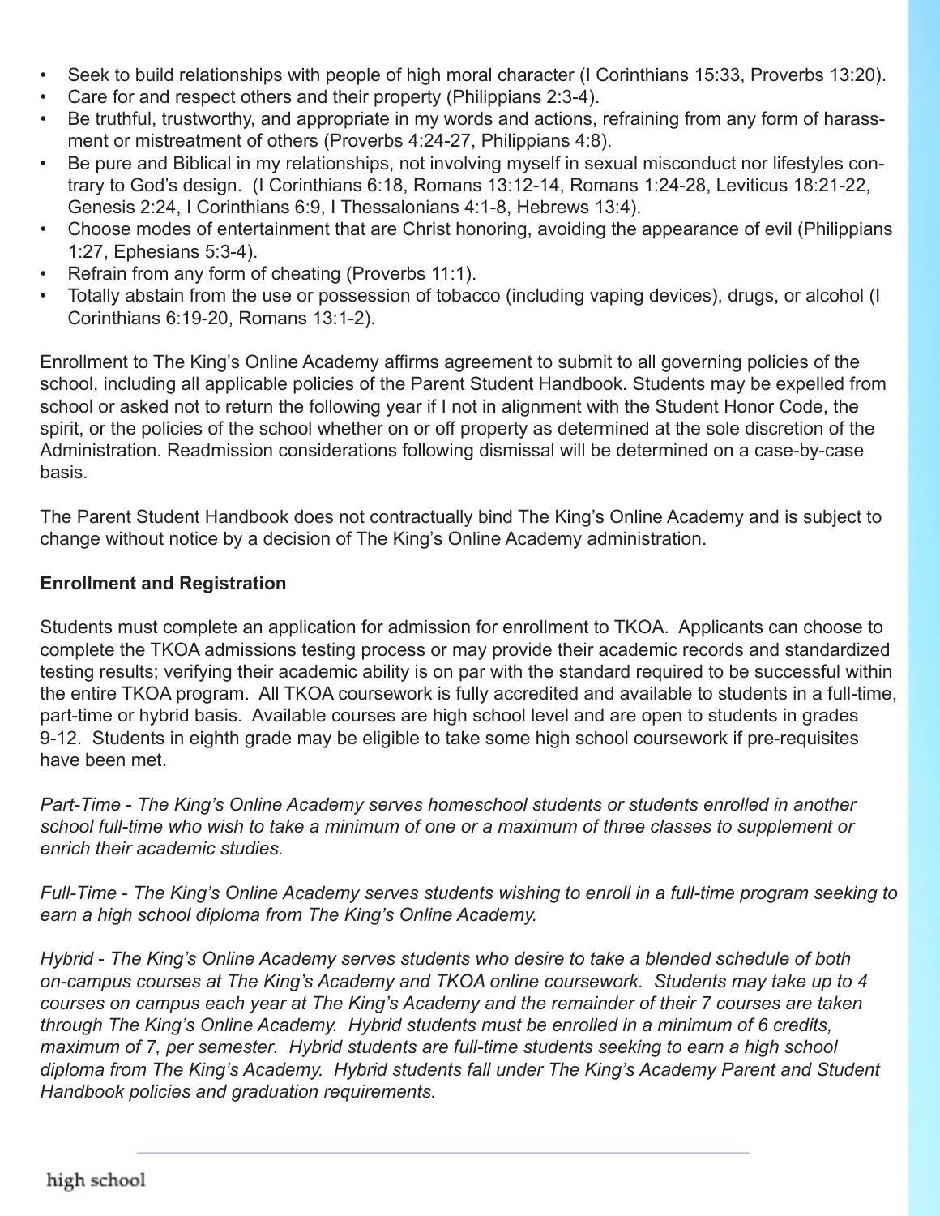- Seek to build relationships with people of high moral character (I Corinthians 15:33, Proverbs 13:20).
- Care for and respect others and their property (Philippians 2:3-4).
- Be truthful, trustworthy, and appropriate in my words and actions, refraining from any form of harassment or mistreatment of others (Proverbs 4:24-27, Philippians 4:8).
- Be pure and Biblical in my relationships, not involving myself in sexual misconduct nor lifestyles contrary to God's design. (I Corinthians 6:18, Romans 13:12-14, Romans 1:24-28, Leviticus 18:21-22, Genesis 2:24, I Corinthians 6:9, I Thessalonians 4:1-8, Hebrews 13:4).
- Choose modes of entertainment that are Christ honoring, avoiding the appearance of evil (Philippians 1:27, Ephesians 5:3-4).
- Refrain from any form of cheating (Proverbs 11:1).
- Totally abstain from the use or possession of tobacco (including vaping devices), drugs, or alcohol (I Corinthians 6:19-20, Romans 13:1-2).

Enrollment to The King's Online Academy affirms agreement to submit to all governing policies of the school, including all applicable policies of the Parent Student Handbook. Students may be expelled from school or asked not to return the following year if I not in alignment with the Student Honor Code, the spirit, or the policies of the school whether on or off property as determined at the sole discretion of the Administration. Readmission considerations following dismissal will be determined on a case-by-case basis.

The Parent Student Handbook does not contractually bind The King's Online Academy and is subject to change without notice by a decision of The King's Online Academy administration.

**Enrollment and Registration**

Students must complete an application for admission for enrollment to TKOA. Applicants can choose to complete the TKOA admissions testing process or may provide their academic records and standardized testing results; verifying their academic ability is on par with the standard required to be successful within the entire TKOA program. All TKOA coursework is fully accredited and available to students in a full-time, part-time or hybrid basis. Available courses are high school level and are open to students in grades 9-12. Students in eighth grade may be eligible to take some high school coursework if pre-requisites have been met.

*Part-Time - The King's Online Academy serves homeschool students or students enrolled in another school full-time who wish to take a minimum of one or a maximum of three classes to supplement or enrich their academic studies.*

*Full-Time - The King's Online Academy serves students wishing to enroll in a full-time program seeking to earn a high school diploma from The King's Online Academy.*

*Hybrid - The King's Online Academy serves students who desire to take a blended schedule of both on-campus courses at The King's Academy and TKOA online coursework. Students may take up to 4 courses on campus each year at The King's Academy and the remainder of their 7 courses are taken through The King's Online Academy. Hybrid students must be enrolled in a minimum of 6 credits, maximum of 7, per semester. Hybrid students are full-time students seeking to earn a high school diploma from The King's Academy. Hybrid students fall under The King's Academy Parent and Student Handbook policies and graduation requirements.*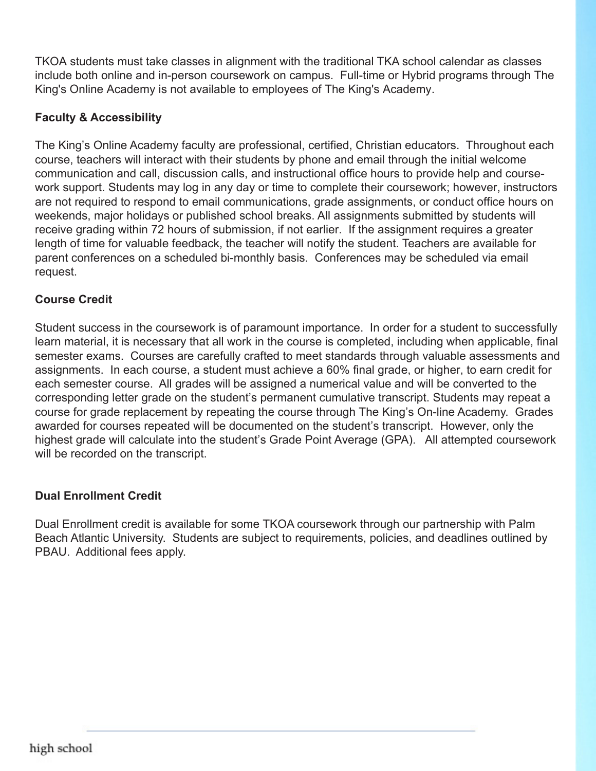TKOA students must take classes in alignment with the traditional TKA school calendar as classes include both online and in-person coursework on campus.  Full-time or Hybrid programs through The King's Online Academy is not available to employees of The King's Academy.

**Faculty & Accessibility**

The King's Online Academy faculty are professional, certified, Christian educators.  Throughout each course, teachers will interact with their students by phone and email through the initial welcome communication and call, discussion calls, and instructional office hours to provide help and course-work support. Students may log in any day or time to complete their coursework; however, instructors are not required to respond to email communications, grade assignments, or conduct office hours on weekends, major holidays or published school breaks. All assignments submitted by students will receive grading within 72 hours of submission, if not earlier.  If the assignment requires a greater length of time for valuable feedback, the teacher will notify the student. Teachers are available for parent conferences on a scheduled bi-monthly basis.  Conferences may be scheduled via email request.

**Course Credit**

Student success in the coursework is of paramount importance.  In order for a student to successfully learn material, it is necessary that all work in the course is completed, including when applicable, final semester exams.  Courses are carefully crafted to meet standards through valuable assessments and assignments.  In each course, a student must achieve a 60% final grade, or higher, to earn credit for each semester course.  All grades will be assigned a numerical value and will be converted to the corresponding letter grade on the student's permanent cumulative transcript. Students may repeat a course for grade replacement by repeating the course through The King's On-line Academy.  Grades awarded for courses repeated will be documented on the student's transcript.  However, only the highest grade will calculate into the student's Grade Point Average (GPA).   All attempted coursework will be recorded on the transcript.

**Dual Enrollment Credit**

Dual Enrollment credit is available for some TKOA coursework through our partnership with Palm Beach Atlantic University.  Students are subject to requirements, policies, and deadlines outlined by PBAU.  Additional fees apply.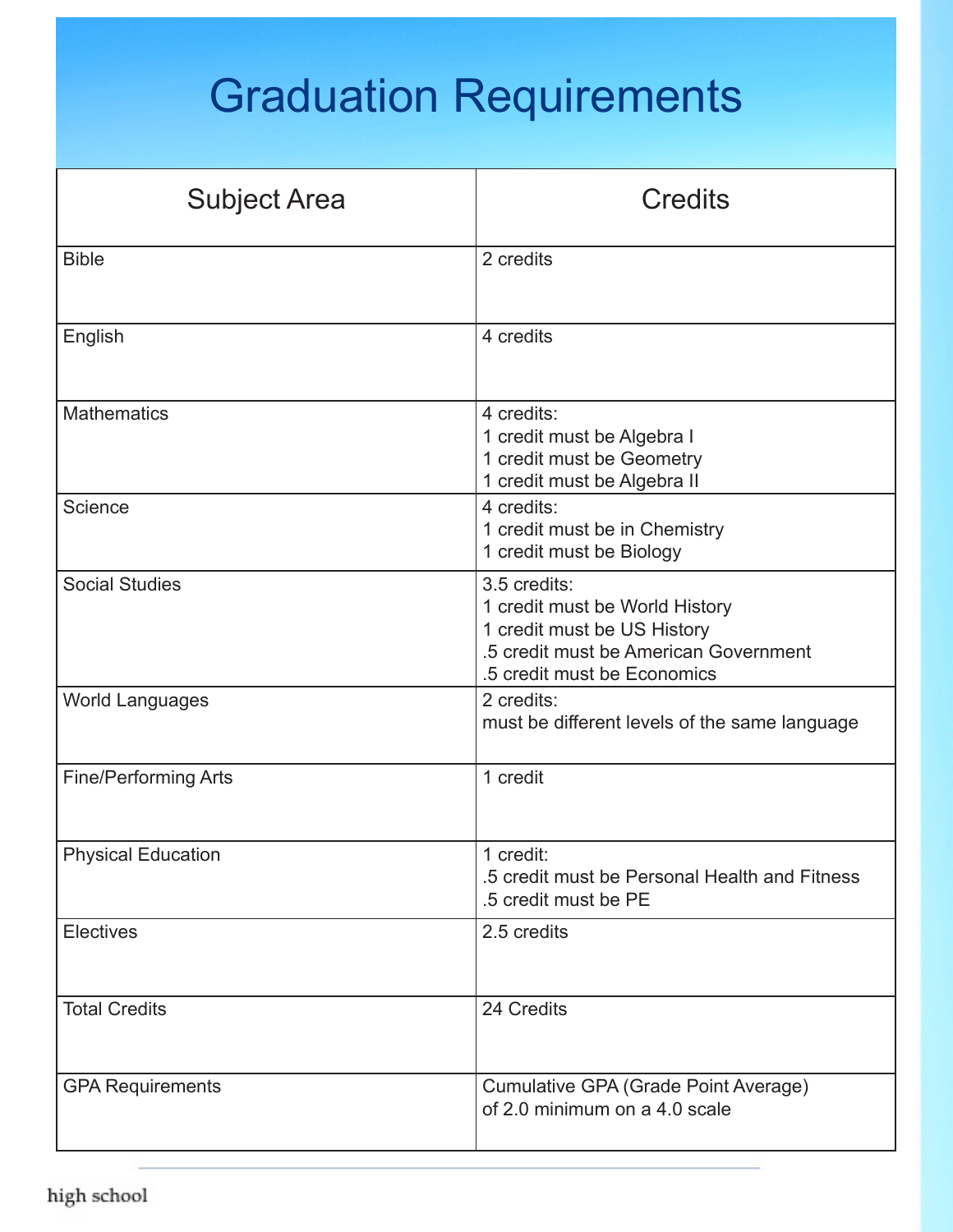# Graduation Requirements

| Subject Area | Credits |
|---|---|
| Bible | 2 credits |
| English | 4 credits |
| Mathematics | 4 credits:<br>1 credit must be Algebra I<br>1 credit must be Geometry<br>1 credit must be Algebra II |
| Science | 4 credits:<br>1 credit must be in Chemistry<br>1 credit must be Biology |
| Social Studies | 3.5 credits:<br>1 credit must be World History<br>1 credit must be US History<br>.5 credit must be American Government<br>.5 credit must be Economics |
| World Languages | 2 credits:<br>must be different levels of the same language |
| Fine/Performing Arts | 1 credit |
| Physical Education | 1 credit:<br>.5 credit must be Personal Health and Fitness<br>.5 credit must be PE |
| Electives | 2.5 credits |
| Total Credits | 24 Credits |
| GPA Requirements | Cumulative GPA (Grade Point Average) of 2.0 minimum on a 4.0 scale |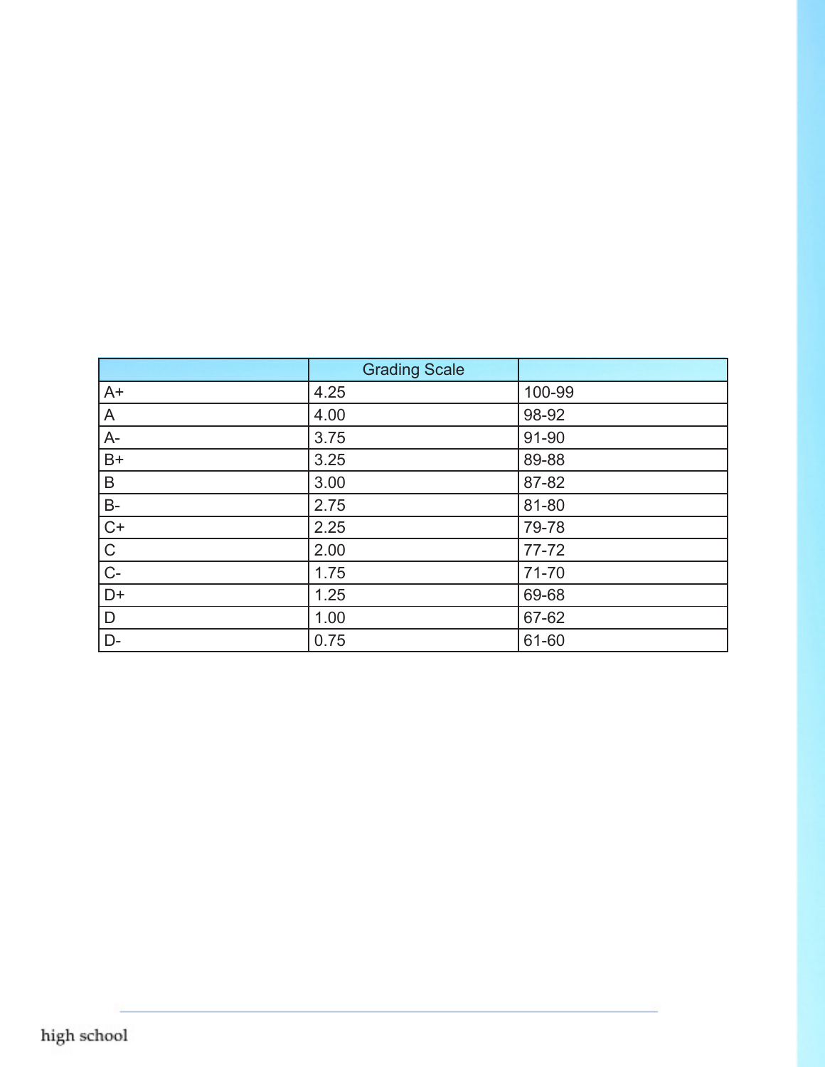| | Grading Scale | |
|---|---|---|
| A+ | 4.25 | 100-99 |
| A | 4.00 | 98-92 |
| A- | 3.75 | 91-90 |
| B+ | 3.25 | 89-88 |
| B | 3.00 | 87-82 |
| B- | 2.75 | 81-80 |
| C+ | 2.25 | 79-78 |
| C | 2.00 | 77-72 |
| C- | 1.75 | 71-70 |
| D+ | 1.25 | 69-68 |
| D | 1.00 | 67-62 |
| D- | 0.75 | 61-60 |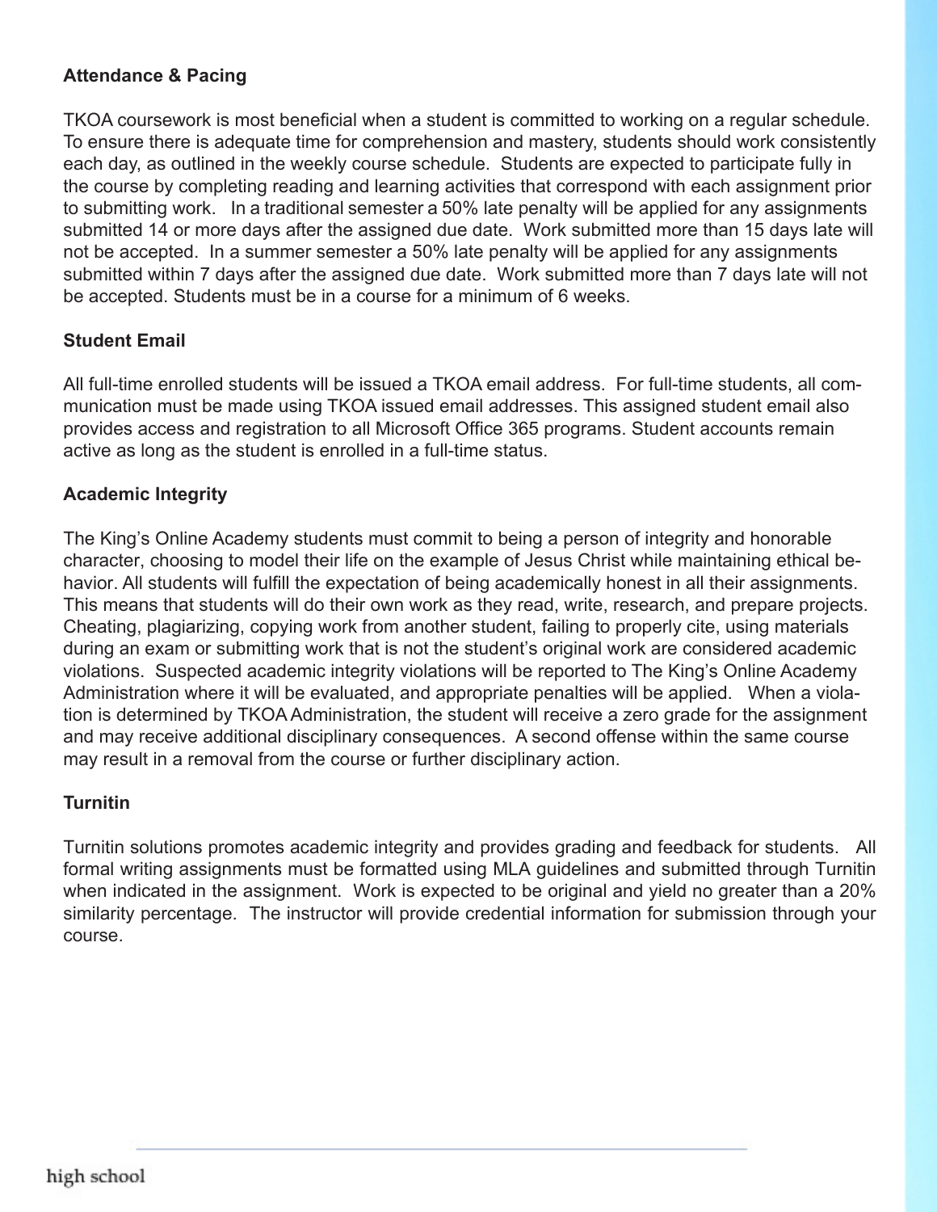**Attendance & Pacing**

TKOA coursework is most beneficial when a student is committed to working on a regular schedule. To ensure there is adequate time for comprehension and mastery, students should work consistently each day, as outlined in the weekly course schedule. Students are expected to participate fully in the course by completing reading and learning activities that correspond with each assignment prior to submitting work. In a traditional semester a 50% late penalty will be applied for any assignments submitted 14 or more days after the assigned due date. Work submitted more than 15 days late will not be accepted. In a summer semester a 50% late penalty will be applied for any assignments submitted within 7 days after the assigned due date. Work submitted more than 7 days late will not be accepted. Students must be in a course for a minimum of 6 weeks.

**Student Email**

All full-time enrolled students will be issued a TKOA email address. For full-time students, all communication must be made using TKOA issued email addresses. This assigned student email also provides access and registration to all Microsoft Office 365 programs. Student accounts remain active as long as the student is enrolled in a full-time status.

**Academic Integrity**

The King's Online Academy students must commit to being a person of integrity and honorable character, choosing to model their life on the example of Jesus Christ while maintaining ethical behavior. All students will fulfill the expectation of being academically honest in all their assignments. This means that students will do their own work as they read, write, research, and prepare projects. Cheating, plagiarizing, copying work from another student, failing to properly cite, using materials during an exam or submitting work that is not the student's original work are considered academic violations. Suspected academic integrity violations will be reported to The King's Online Academy Administration where it will be evaluated, and appropriate penalties will be applied. When a violation is determined by TKOA Administration, the student will receive a zero grade for the assignment and may receive additional disciplinary consequences. A second offense within the same course may result in a removal from the course or further disciplinary action.

**Turnitin**

Turnitin solutions promotes academic integrity and provides grading and feedback for students. All formal writing assignments must be formatted using MLA guidelines and submitted through Turnitin when indicated in the assignment. Work is expected to be original and yield no greater than a 20% similarity percentage. The instructor will provide credential information for submission through your course.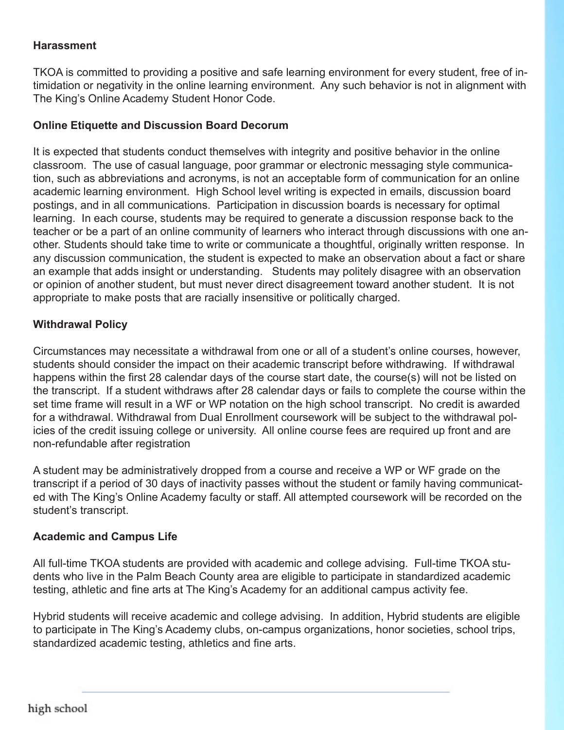**Harassment**

TKOA is committed to providing a positive and safe learning environment for every student, free of intimidation or negativity in the online learning environment. Any such behavior is not in alignment with The King's Online Academy Student Honor Code.

**Online Etiquette and Discussion Board Decorum**

It is expected that students conduct themselves with integrity and positive behavior in the online classroom. The use of casual language, poor grammar or electronic messaging style communication, such as abbreviations and acronyms, is not an acceptable form of communication for an online academic learning environment. High School level writing is expected in emails, discussion board postings, and in all communications. Participation in discussion boards is necessary for optimal learning. In each course, students may be required to generate a discussion response back to the teacher or be a part of an online community of learners who interact through discussions with one another. Students should take time to write or communicate a thoughtful, originally written response. In any discussion communication, the student is expected to make an observation about a fact or share an example that adds insight or understanding. Students may politely disagree with an observation or opinion of another student, but must never direct disagreement toward another student. It is not appropriate to make posts that are racially insensitive or politically charged.

**Withdrawal Policy**

Circumstances may necessitate a withdrawal from one or all of a student's online courses, however, students should consider the impact on their academic transcript before withdrawing. If withdrawal happens within the first 28 calendar days of the course start date, the course(s) will not be listed on the transcript. If a student withdraws after 28 calendar days or fails to complete the course within the set time frame will result in a WF or WP notation on the high school transcript. No credit is awarded for a withdrawal. Withdrawal from Dual Enrollment coursework will be subject to the withdrawal policies of the credit issuing college or university. All online course fees are required up front and are non-refundable after registration

A student may be administratively dropped from a course and receive a WP or WF grade on the transcript if a period of 30 days of inactivity passes without the student or family having communicated with The King's Online Academy faculty or staff. All attempted coursework will be recorded on the student's transcript.

**Academic and Campus Life**

All full-time TKOA students are provided with academic and college advising. Full-time TKOA students who live in the Palm Beach County area are eligible to participate in standardized academic testing, athletic and fine arts at The King's Academy for an additional campus activity fee.

Hybrid students will receive academic and college advising. In addition, Hybrid students are eligible to participate in The King's Academy clubs, on-campus organizations, honor societies, school trips, standardized academic testing, athletics and fine arts.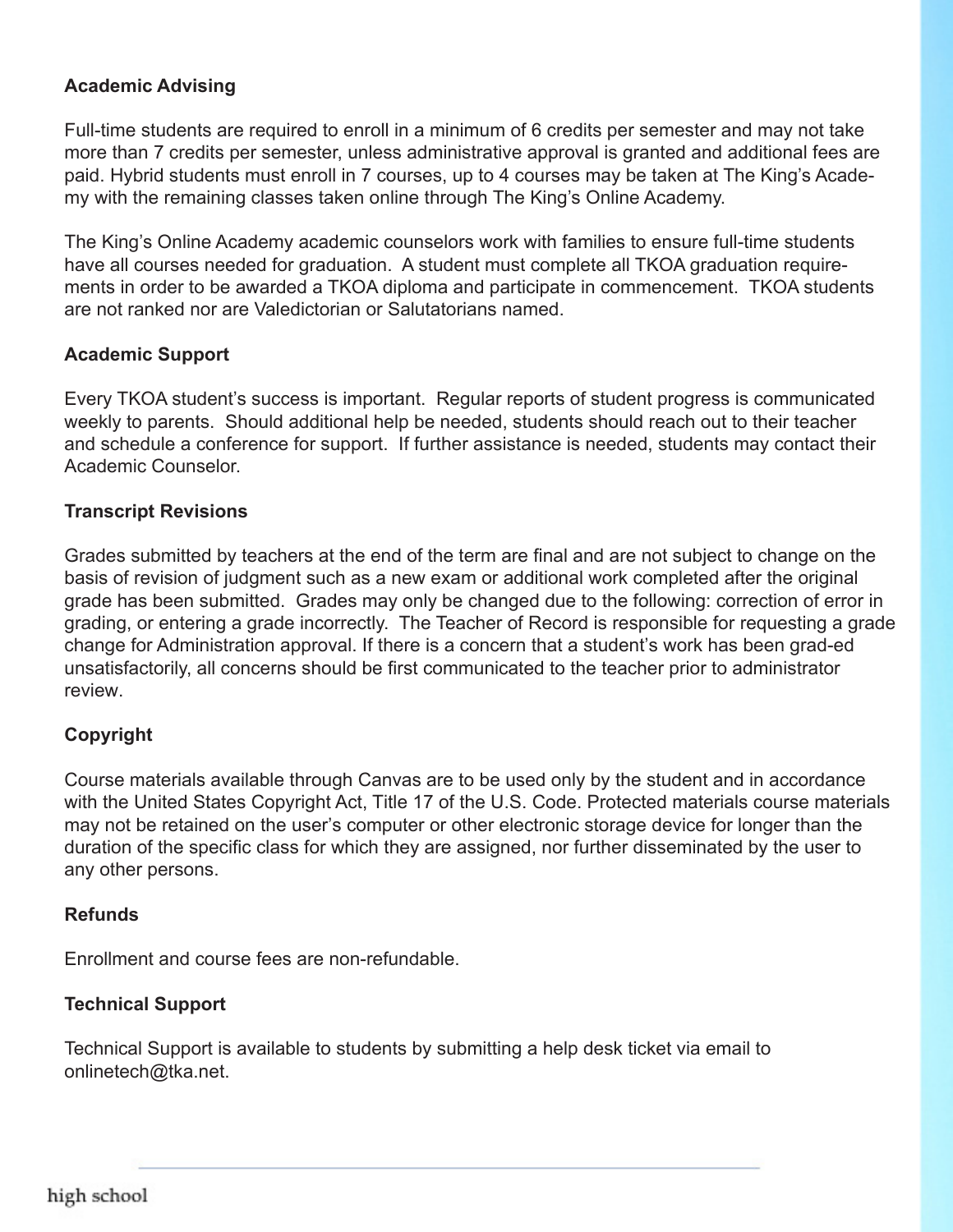## Academic Advising

Full-time students are required to enroll in a minimum of 6 credits per semester and may not take more than 7 credits per semester, unless administrative approval is granted and additional fees are paid. Hybrid students must enroll in 7 courses, up to 4 courses may be taken at The King's Academy with the remaining classes taken online through The King's Online Academy.

The King's Online Academy academic counselors work with families to ensure full-time students have all courses needed for graduation. A student must complete all TKOA graduation requirements in order to be awarded a TKOA diploma and participate in commencement. TKOA students are not ranked nor are Valedictorian or Salutatorians named.

## Academic Support

Every TKOA student's success is important. Regular reports of student progress is communicated weekly to parents. Should additional help be needed, students should reach out to their teacher and schedule a conference for support. If further assistance is needed, students may contact their Academic Counselor.

## Transcript Revisions

Grades submitted by teachers at the end of the term are final and are not subject to change on the basis of revision of judgment such as a new exam or additional work completed after the original grade has been submitted. Grades may only be changed due to the following: correction of error in grading, or entering a grade incorrectly. The Teacher of Record is responsible for requesting a grade change for Administration approval. If there is a concern that a student's work has been grad-ed unsatisfactorily, all concerns should be first communicated to the teacher prior to administrator review.

## Copyright

Course materials available through Canvas are to be used only by the student and in accordance with the United States Copyright Act, Title 17 of the U.S. Code. Protected materials course materials may not be retained on the user's computer or other electronic storage device for longer than the duration of the specific class for which they are assigned, nor further disseminated by the user to any other persons.

## Refunds

Enrollment and course fees are non-refundable.

## Technical Support

Technical Support is available to students by submitting a help desk ticket via email to onlinetech@tka.net.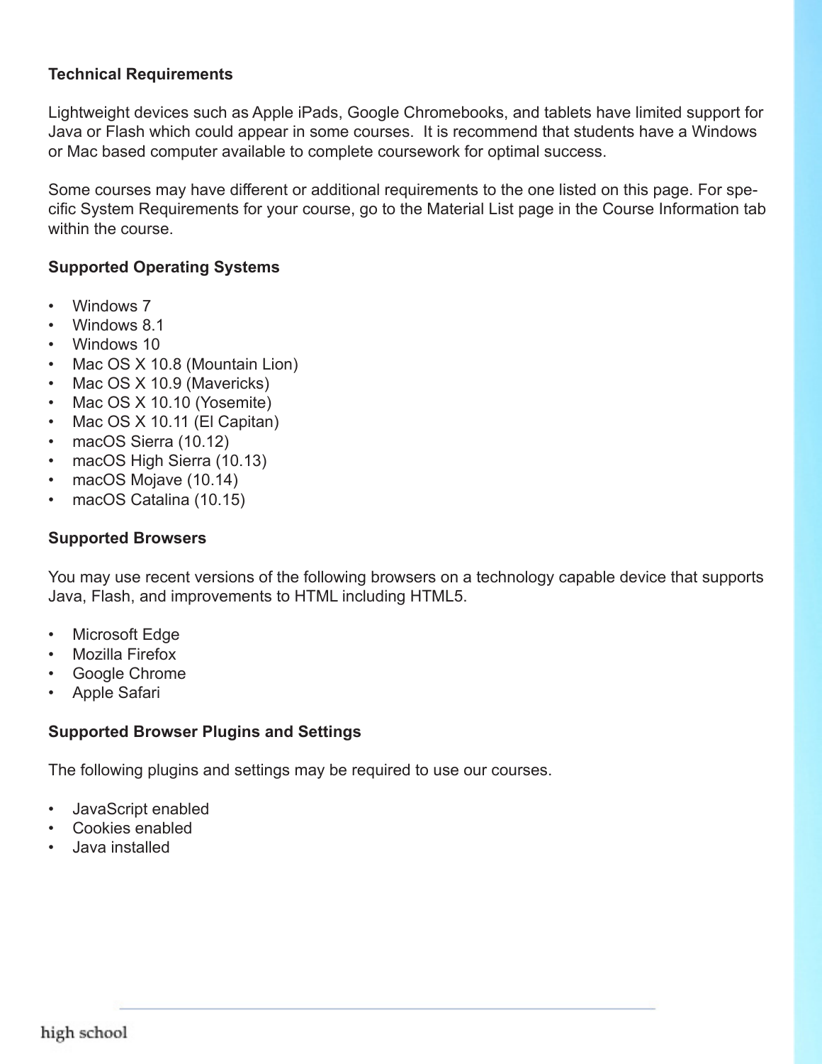**Technical Requirements**

Lightweight devices such as Apple iPads, Google Chromebooks, and tablets have limited support for Java or Flash which could appear in some courses. It is recommend that students have a Windows or Mac based computer available to complete coursework for optimal success.

Some courses may have different or additional requirements to the one listed on this page. For specific System Requirements for your course, go to the Material List page in the Course Information tab within the course.

**Supported Operating Systems**

- Windows 7
- Windows 8.1
- Windows 10
- Mac OS X 10.8 (Mountain Lion)
- Mac OS X 10.9 (Mavericks)
- Mac OS X 10.10 (Yosemite)
- Mac OS X 10.11 (El Capitan)
- macOS Sierra (10.12)
- macOS High Sierra (10.13)
- macOS Mojave (10.14)
- macOS Catalina (10.15)

**Supported Browsers**

You may use recent versions of the following browsers on a technology capable device that supports Java, Flash, and improvements to HTML including HTML5.

- Microsoft Edge
- Mozilla Firefox
- Google Chrome
- Apple Safari

**Supported Browser Plugins and Settings**

The following plugins and settings may be required to use our courses.

- JavaScript enabled
- Cookies enabled
- Java installed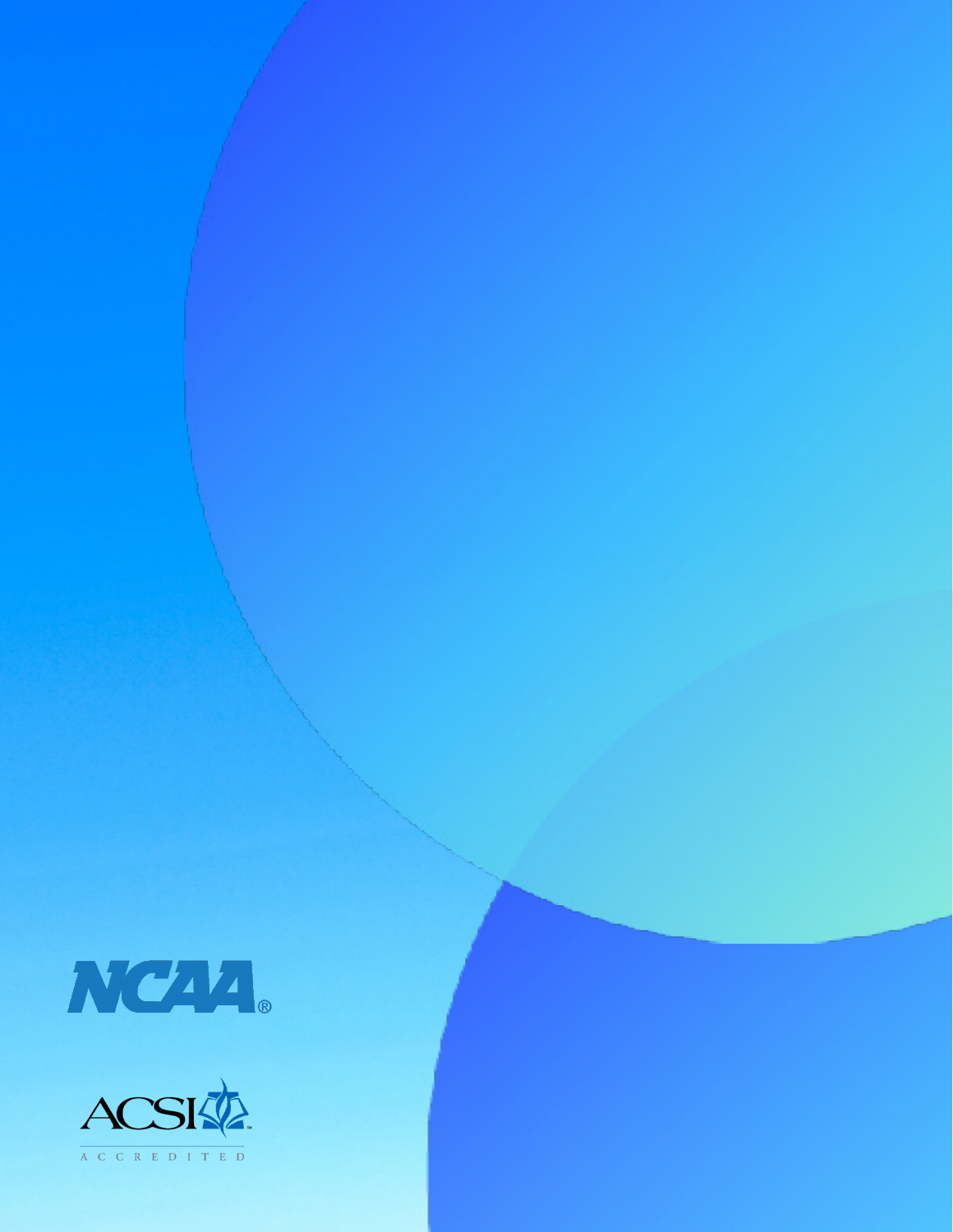NCAA®

ACSI™

ACCREDITED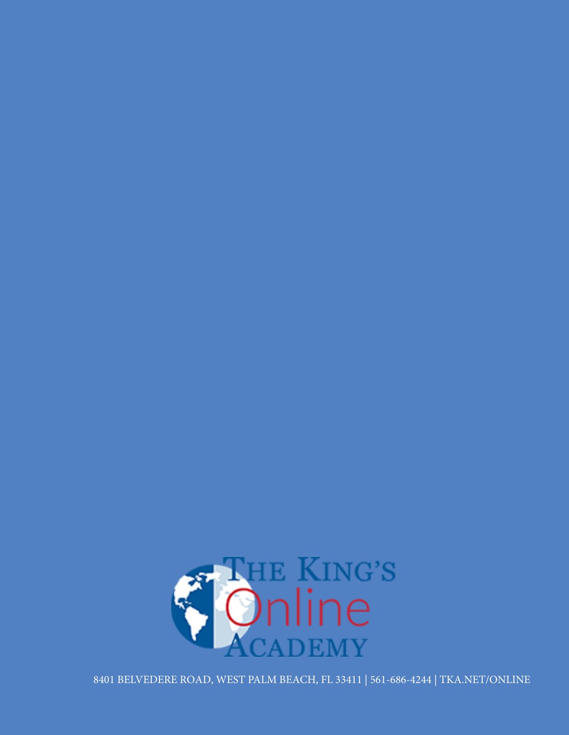THE KING'S Online ACADEMY

8401 BELVEDERE ROAD, WEST PALM BEACH, FL 33411 | 561-686-4244 | TKA.NET/ONLINE